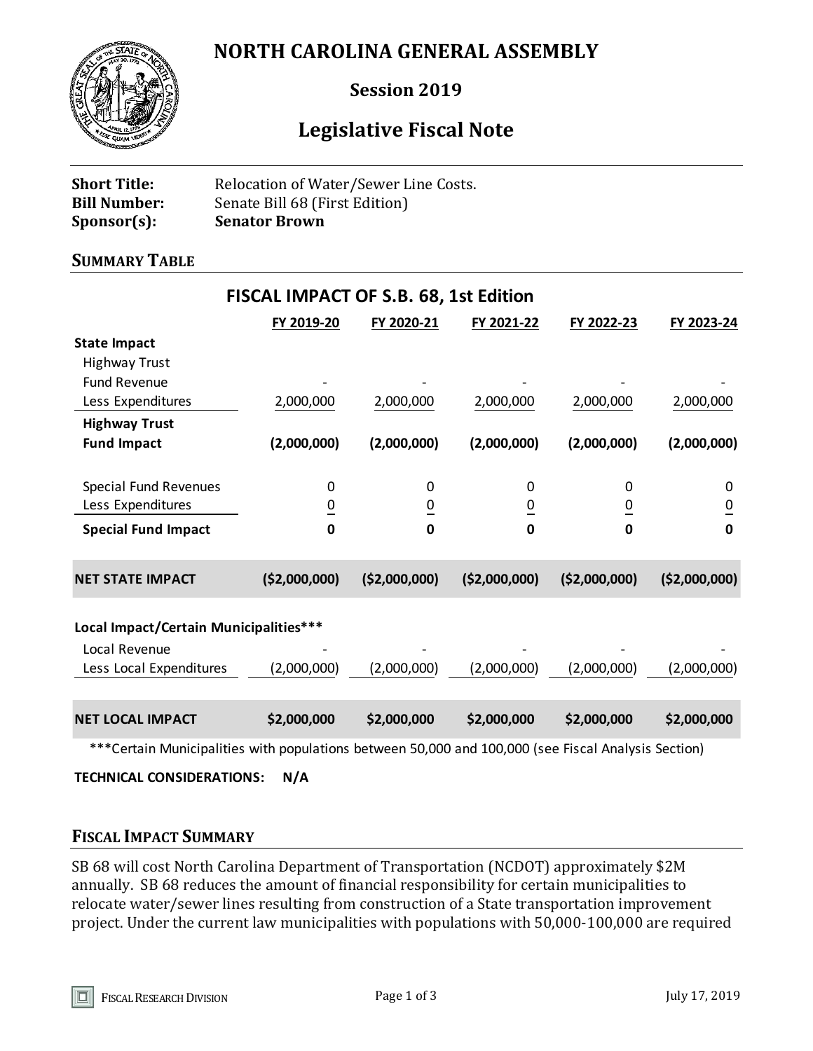# NORTH CAROLINA GENERAL ASSEMBLY

## Session 2019

## Legislative Fiscal Note

**Short Title:** Relocation of Water/Sewer Line Costs.
**Bill Number:** Senate Bill 68 (First Edition)
**Sponsor(s):** **Senator Brown**

### SUMMARY TABLE

**FISCAL IMPACT OF S.B. 68, 1st Edition**

| | FY 2019-20 | FY 2020-21 | FY 2021-22 | FY 2022-23 | FY 2023-24 |
|---|---|---|---|---|---|
| **State Impact** | | | | | |
| Highway Trust Fund Revenue | - | - | - | - | - |
| Less Expenditures | 2,000,000 | 2,000,000 | 2,000,000 | 2,000,000 | 2,000,000 |
| **Highway Trust Fund Impact** | **(2,000,000)** | **(2,000,000)** | **(2,000,000)** | **(2,000,000)** | **(2,000,000)** |
| Special Fund Revenues | 0 | 0 | 0 | 0 | 0 |
| Less Expenditures | 0 | 0 | 0 | 0 | 0 |
| **Special Fund Impact** | **0** | **0** | **0** | **0** | **0** |
| **NET STATE IMPACT** | **($2,000,000)** | **($2,000,000)** | **($2,000,000)** | **($2,000,000)** | **($2,000,000)** |
| **Local Impact/Certain Municipalities***** | | | | | |
| Local Revenue | - | - | - | - | - |
| Less Local Expenditures | (2,000,000) | (2,000,000) | (2,000,000) | (2,000,000) | (2,000,000) |
| **NET LOCAL IMPACT** | **$2,000,000** | **$2,000,000** | **$2,000,000** | **$2,000,000** | **$2,000,000** |

***Certain Municipalities with populations between 50,000 and 100,000 (see Fiscal Analysis Section)

**TECHNICAL CONSIDERATIONS: N/A**

### FISCAL IMPACT SUMMARY

SB 68 will cost North Carolina Department of Transportation (NCDOT) approximately $2M annually. SB 68 reduces the amount of financial responsibility for certain municipalities to relocate water/sewer lines resulting from construction of a State transportation improvement project. Under the current law municipalities with populations with 50,000-100,000 are required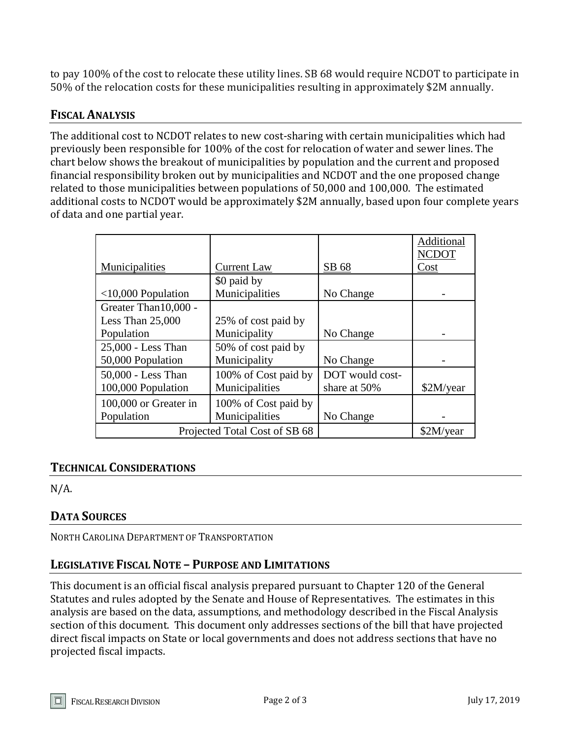to pay 100% of the cost to relocate these utility lines. SB 68 would require NCDOT to participate in 50% of the relocation costs for these municipalities resulting in approximately $2M annually.

## FISCAL ANALYSIS

The additional cost to NCDOT relates to new cost-sharing with certain municipalities which had previously been responsible for 100% of the cost for relocation of water and sewer lines. The chart below shows the breakout of municipalities by population and the current and proposed financial responsibility broken out by municipalities and NCDOT and the one proposed change related to those municipalities between populations of 50,000 and 100,000. The estimated additional costs to NCDOT would be approximately $2M annually, based upon four complete years of data and one partial year.

| Municipalities | Current Law | SB 68 | Additional NCDOT Cost |
|---|---|---|---|
| <10,000 Population | $0 paid by Municipalities | No Change | - |
| Greater Than10,000 - Less Than 25,000 Population | 25% of cost paid by Municipality | No Change | - |
| 25,000 - Less Than 50,000 Population | 50% of cost paid by Municipality | No Change | - |
| 50,000 - Less Than 100,000 Population | 100% of Cost paid by Municipalities | DOT would cost-share at 50% | $2M/year |
| 100,000 or Greater in Population | 100% of Cost paid by Municipalities | No Change | - |
| Projected Total Cost of SB 68 | | | $2M/year |

## TECHNICAL CONSIDERATIONS

N/A.

## DATA SOURCES

NORTH CAROLINA DEPARTMENT OF TRANSPORTATION

## LEGISLATIVE FISCAL NOTE – PURPOSE AND LIMITATIONS

This document is an official fiscal analysis prepared pursuant to Chapter 120 of the General Statutes and rules adopted by the Senate and House of Representatives. The estimates in this analysis are based on the data, assumptions, and methodology described in the Fiscal Analysis section of this document. This document only addresses sections of the bill that have projected direct fiscal impacts on State or local governments and does not address sections that have no projected fiscal impacts.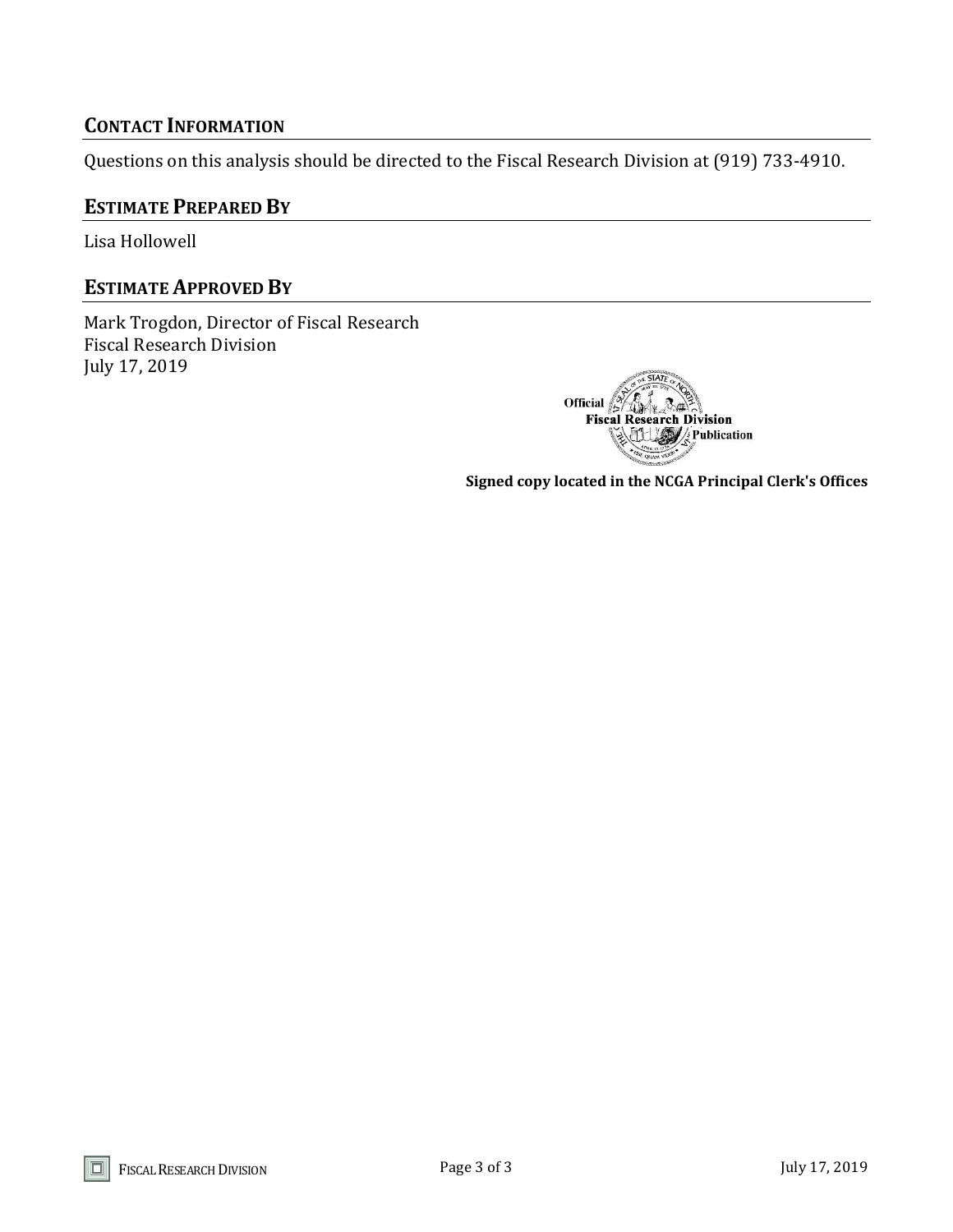## CONTACT INFORMATION

Questions on this analysis should be directed to the Fiscal Research Division at (919) 733-4910.

## ESTIMATE PREPARED BY

Lisa Hollowell

## ESTIMATE APPROVED BY

Mark Trogdon, Director of Fiscal Research
Fiscal Research Division
July 17, 2019

Official Fiscal Research Division Publication

**Signed copy located in the NCGA Principal Clerk's Offices**